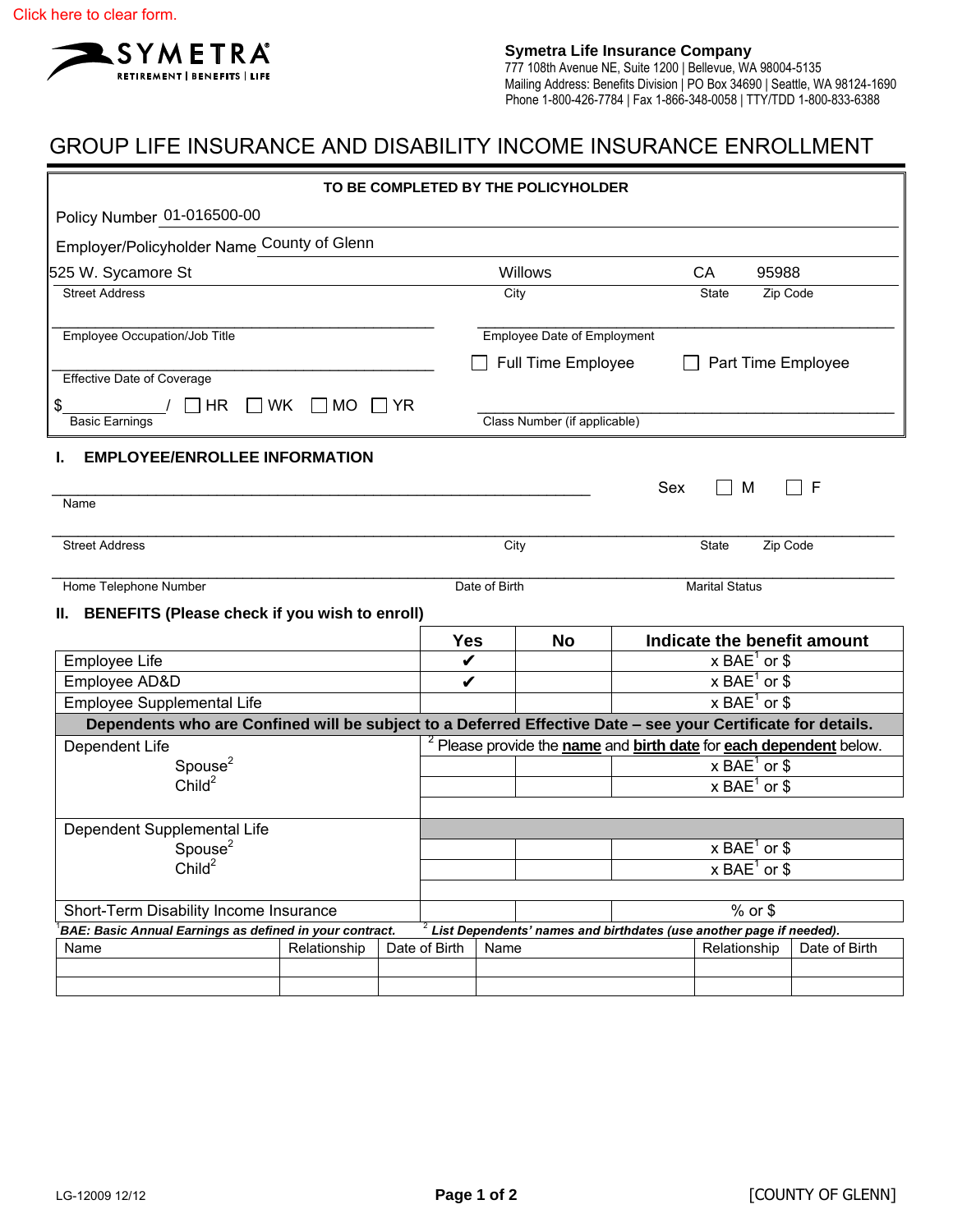Click here to clear form.

SYMETRA
RETIREMENT | BENEFITS | LIFE

**Symetra Life Insurance Company**
777 108th Avenue NE, Suite 1200 | Bellevue, WA 98004-5135
Mailing Address: Benefits Division | PO Box 34690 | Seattle, WA 98124-1690
Phone 1-800-426-7784 | Fax 1-866-348-0058 | TTY/TDD 1-800-833-6388

# GROUP LIFE INSURANCE AND DISABILITY INCOME INSURANCE ENROLLMENT

**TO BE COMPLETED BY THE POLICYHOLDER**

Policy Number 01-016500-00

Employer/Policyholder Name County of Glenn

| 525 W. Sycamore St | Willows | CA | 95988 |
|---|---|---|---|
| Street Address | City | State | Zip Code |

Employee Occupation/Job Title ____________________

Employee Date of Employment ____________________

Effective Date of Coverage ____________________

☐ Full Time Employee ☐ Part Time Employee

$___________ / ☐ HR ☐ WK ☐ MO ☐ YR
Basic Earnings

Class Number (if applicable) ____________________

## I. EMPLOYEE/ENROLLEE INFORMATION

Name ____________________ Sex ☐ M ☐ F

Street Address ____________________ City ____________________ State ________ Zip Code ________

Home Telephone Number ____________________ Date of Birth ____________________ Marital Status ____________________

## II. BENEFITS (Please check if you wish to enroll)

| | Yes | No | Indicate the benefit amount |
|---|---|---|---|
| Employee Life | ✔ | | x BAE[1] or $ |
| Employee AD&D | ✔ | | x BAE[1] or $ |
| Employee Supplemental Life | | | x BAE[1] or $ |
| **Dependents who are Confined will be subject to a Deferred Effective Date – see your Certificate for details.** | | | |
| Dependent Life | [2] Please provide the **name** and **birth date** for **each dependent** below. | | |
| Spouse[2] | | | x BAE[1] or $ |
| Child[2] | | | x BAE[1] or $ |
| Dependent Supplemental Life | | | |
| Spouse[2] | | | x BAE[1] or $ |
| Child[2] | | | x BAE[1] or $ |
| Short-Term Disability Income Insurance | | | % or $ |

[1] ***BAE: Basic Annual Earnings as defined in your contract.*** [2] ***List Dependents' names and birthdates (use another page if needed).***

| Name | Relationship | Date of Birth | Name | Relationship | Date of Birth |
|---|---|---|---|---|---|
| | | | | | |
| | | | | | |

LG-12009 12/12

[COUNTY OF GLENN]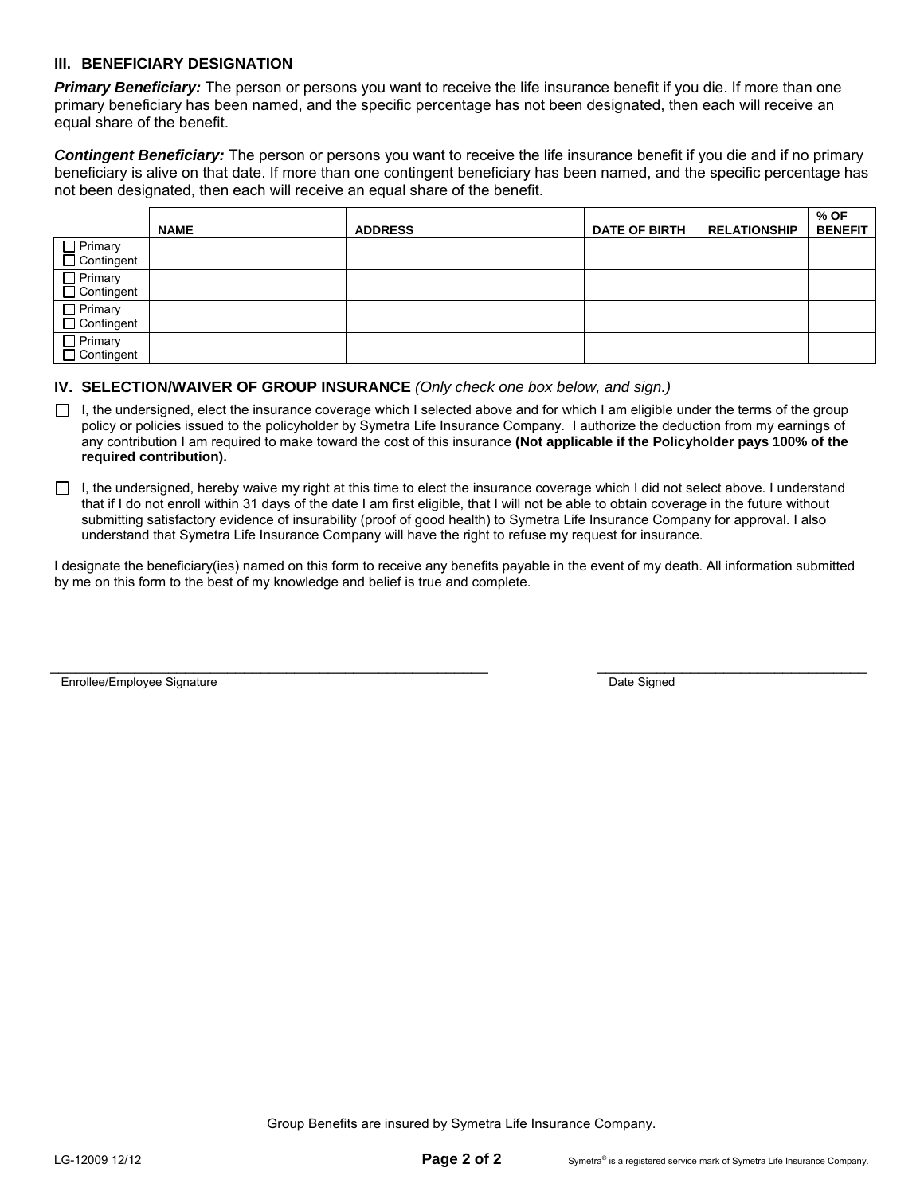### III. BENEFICIARY DESIGNATION

***Primary Beneficiary:*** The person or persons you want to receive the life insurance benefit if you die. If more than one primary beneficiary has been named, and the specific percentage has not been designated, then each will receive an equal share of the benefit.

***Contingent Beneficiary:*** The person or persons you want to receive the life insurance benefit if you die and if no primary beneficiary is alive on that date. If more than one contingent beneficiary has been named, and the specific percentage has not been designated, then each will receive an equal share of the benefit.

| | NAME | ADDRESS | DATE OF BIRTH | RELATIONSHIP | % OF BENEFIT |
|---|---|---|---|---|---|
| ☐ Primary ☐ Contingent | | | | | |
| ☐ Primary ☐ Contingent | | | | | |
| ☐ Primary ☐ Contingent | | | | | |
| ☐ Primary ☐ Contingent | | | | | |

### IV. SELECTION/WAIVER OF GROUP INSURANCE *(Only check one box below, and sign.)*

☐ I, the undersigned, elect the insurance coverage which I selected above and for which I am eligible under the terms of the group policy or policies issued to the policyholder by Symetra Life Insurance Company. I authorize the deduction from my earnings of any contribution I am required to make toward the cost of this insurance **(Not applicable if the Policyholder pays 100% of the required contribution).**

☐ I, the undersigned, hereby waive my right at this time to elect the insurance coverage which I did not select above. I understand that if I do not enroll within 31 days of the date I am first eligible, that I will not be able to obtain coverage in the future without submitting satisfactory evidence of insurability (proof of good health) to Symetra Life Insurance Company for approval. I also understand that Symetra Life Insurance Company will have the right to refuse my request for insurance.

I designate the beneficiary(ies) named on this form to receive any benefits payable in the event of my death. All information submitted by me on this form to the best of my knowledge and belief is true and complete.

_______________________________________ Enrollee/Employee Signature

_______________________________________ Date Signed

Group Benefits are insured by Symetra Life Insurance Company.

LG-12009 12/12

Symetra® is a registered service mark of Symetra Life Insurance Company.